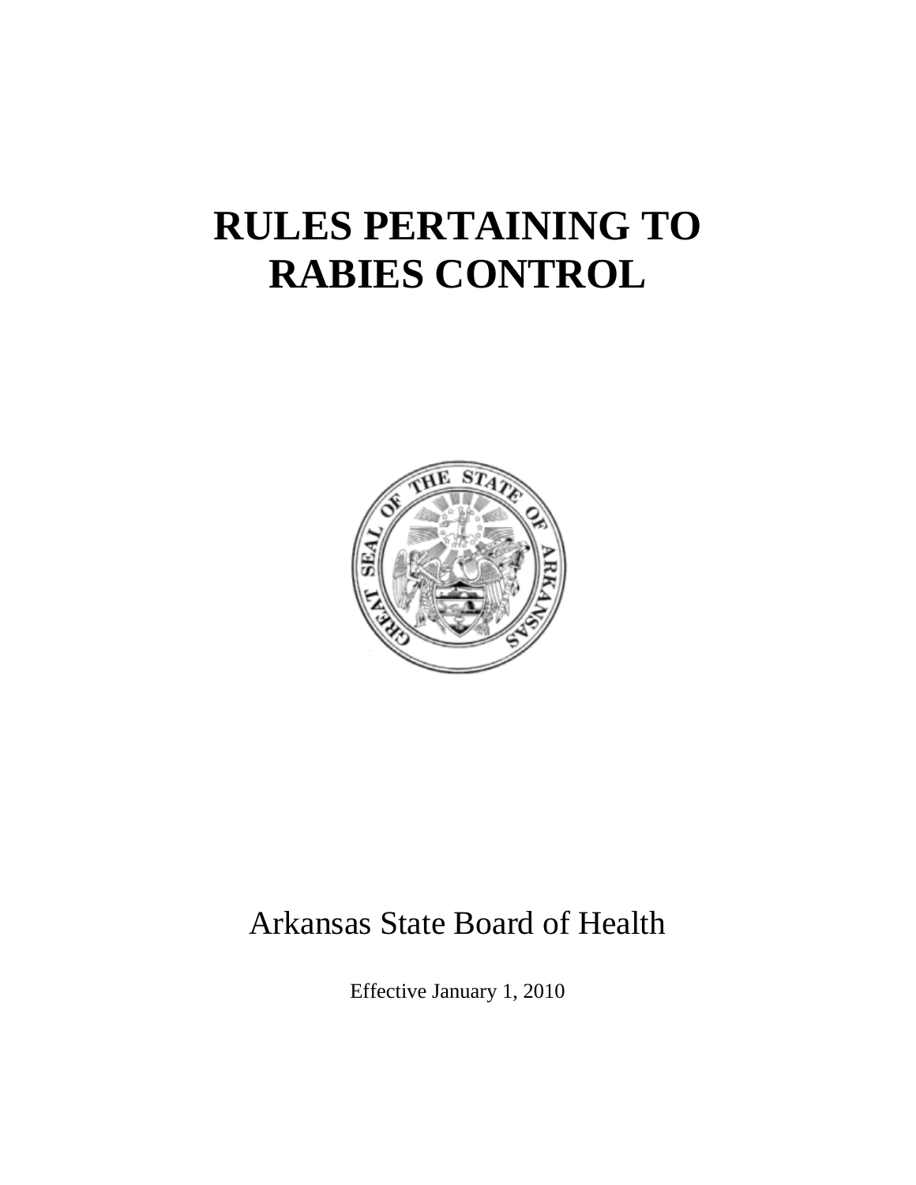# RULES PERTAINING TO RABIES CONTROL

Arkansas State Board of Health

Effective January 1, 2010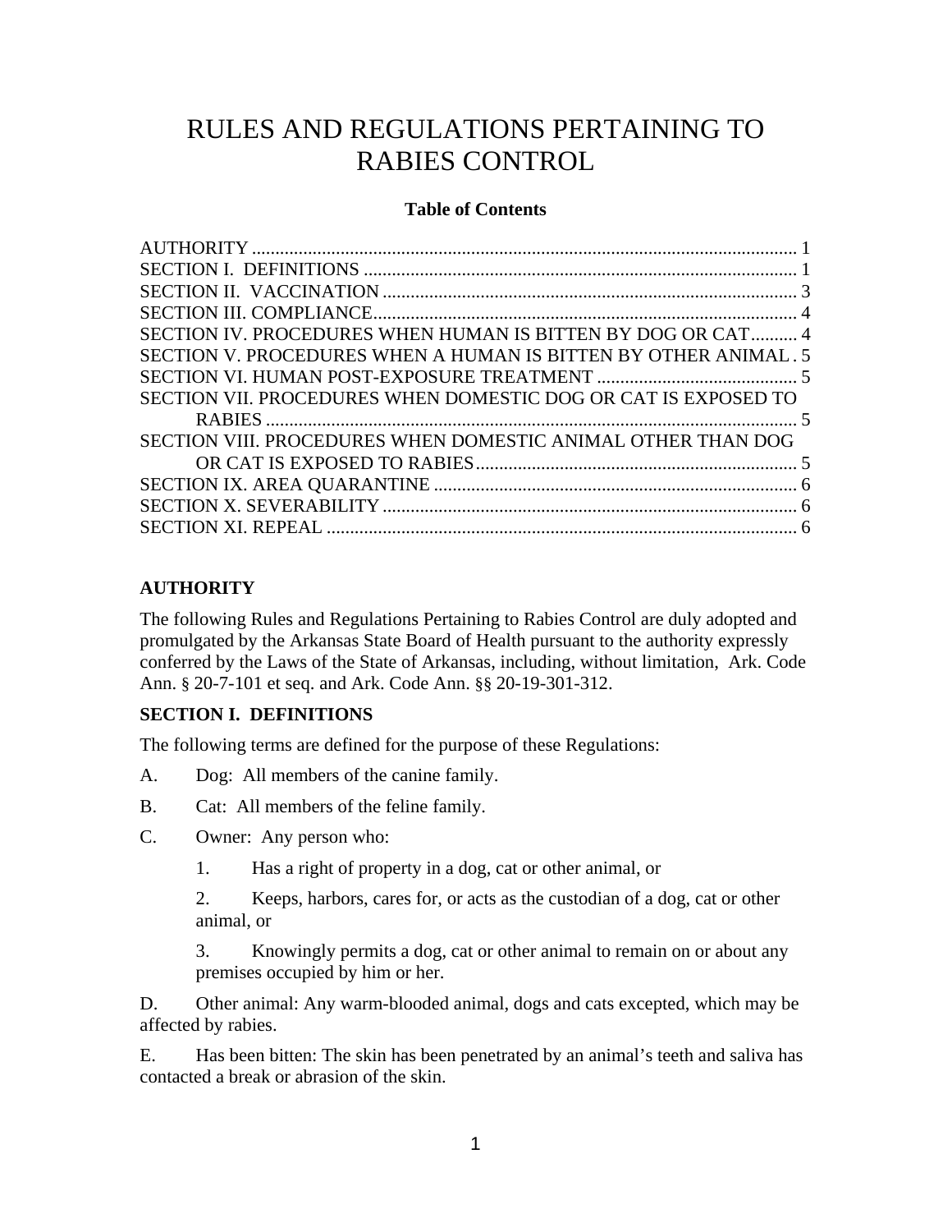# RULES AND REGULATIONS PERTAINING TO RABIES CONTROL

**Table of Contents**

AUTHORITY ..................................................................................................................... 1
SECTION I. DEFINITIONS ............................................................................................. 1
SECTION II. VACCINATION ......................................................................................... 3
SECTION III. COMPLIANCE.......................................................................................... 4
SECTION IV. PROCEDURES WHEN HUMAN IS BITTEN BY DOG OR CAT.......... 4
SECTION V. PROCEDURES WHEN A HUMAN IS BITTEN BY OTHER ANIMAL . 5
SECTION VI. HUMAN POST-EXPOSURE TREATMENT ........................................... 5
SECTION VII. PROCEDURES WHEN DOMESTIC DOG OR CAT IS EXPOSED TO RABIES .................................................................................................................. 5
SECTION VIII. PROCEDURES WHEN DOMESTIC ANIMAL OTHER THAN DOG OR CAT IS EXPOSED TO RABIES..................................................................... 5
SECTION IX. AREA QUARANTINE ............................................................................. 6
SECTION X. SEVERABILITY ......................................................................................... 6
SECTION XI. REPEAL ..................................................................................................... 6

## AUTHORITY

The following Rules and Regulations Pertaining to Rabies Control are duly adopted and promulgated by the Arkansas State Board of Health pursuant to the authority expressly conferred by the Laws of the State of Arkansas, including, without limitation, Ark. Code Ann. § 20-7-101 et seq. and Ark. Code Ann. §§ 20-19-301-312.

## SECTION I. DEFINITIONS

The following terms are defined for the purpose of these Regulations:

A. Dog: All members of the canine family.

B. Cat: All members of the feline family.

C. Owner: Any person who:

1. Has a right of property in a dog, cat or other animal, or

2. Keeps, harbors, cares for, or acts as the custodian of a dog, cat or other animal, or

3. Knowingly permits a dog, cat or other animal to remain on or about any premises occupied by him or her.

D. Other animal: Any warm-blooded animal, dogs and cats excepted, which may be affected by rabies.

E. Has been bitten: The skin has been penetrated by an animal's teeth and saliva has contacted a break or abrasion of the skin.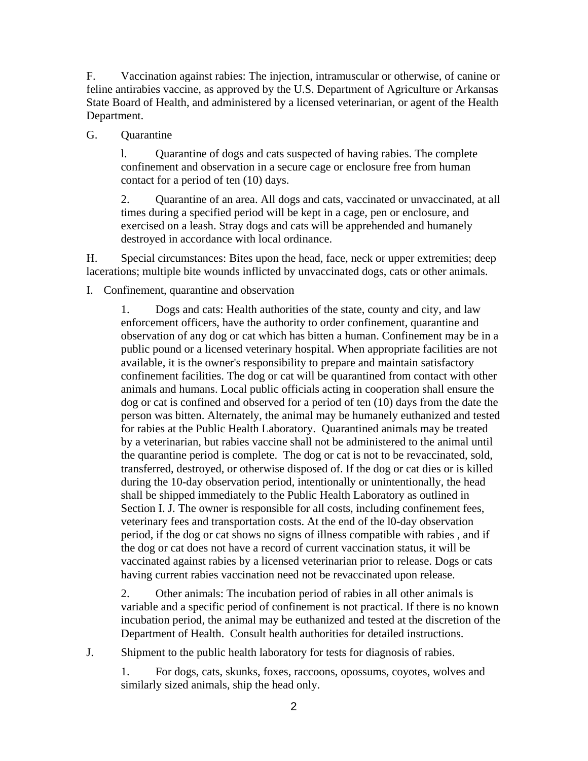F. Vaccination against rabies: The injection, intramuscular or otherwise, of canine or feline antirabies vaccine, as approved by the U.S. Department of Agriculture or Arkansas State Board of Health, and administered by a licensed veterinarian, or agent of the Health Department.

G. Quarantine

1. Quarantine of dogs and cats suspected of having rabies. The complete confinement and observation in a secure cage or enclosure free from human contact for a period of ten (10) days.

2. Quarantine of an area. All dogs and cats, vaccinated or unvaccinated, at all times during a specified period will be kept in a cage, pen or enclosure, and exercised on a leash. Stray dogs and cats will be apprehended and humanely destroyed in accordance with local ordinance.

H. Special circumstances: Bites upon the head, face, neck or upper extremities; deep lacerations; multiple bite wounds inflicted by unvaccinated dogs, cats or other animals.

I. Confinement, quarantine and observation

1. Dogs and cats: Health authorities of the state, county and city, and law enforcement officers, have the authority to order confinement, quarantine and observation of any dog or cat which has bitten a human. Confinement may be in a public pound or a licensed veterinary hospital. When appropriate facilities are not available, it is the owner's responsibility to prepare and maintain satisfactory confinement facilities. The dog or cat will be quarantined from contact with other animals and humans. Local public officials acting in cooperation shall ensure the dog or cat is confined and observed for a period of ten (10) days from the date the person was bitten. Alternately, the animal may be humanely euthanized and tested for rabies at the Public Health Laboratory. Quarantined animals may be treated by a veterinarian, but rabies vaccine shall not be administered to the animal until the quarantine period is complete. The dog or cat is not to be revaccinated, sold, transferred, destroyed, or otherwise disposed of. If the dog or cat dies or is killed during the 10-day observation period, intentionally or unintentionally, the head shall be shipped immediately to the Public Health Laboratory as outlined in Section I. J. The owner is responsible for all costs, including confinement fees, veterinary fees and transportation costs. At the end of the l0-day observation period, if the dog or cat shows no signs of illness compatible with rabies , and if the dog or cat does not have a record of current vaccination status, it will be vaccinated against rabies by a licensed veterinarian prior to release. Dogs or cats having current rabies vaccination need not be revaccinated upon release.

2. Other animals: The incubation period of rabies in all other animals is variable and a specific period of confinement is not practical. If there is no known incubation period, the animal may be euthanized and tested at the discretion of the Department of Health. Consult health authorities for detailed instructions.

J. Shipment to the public health laboratory for tests for diagnosis of rabies.

1. For dogs, cats, skunks, foxes, raccoons, opossums, coyotes, wolves and similarly sized animals, ship the head only.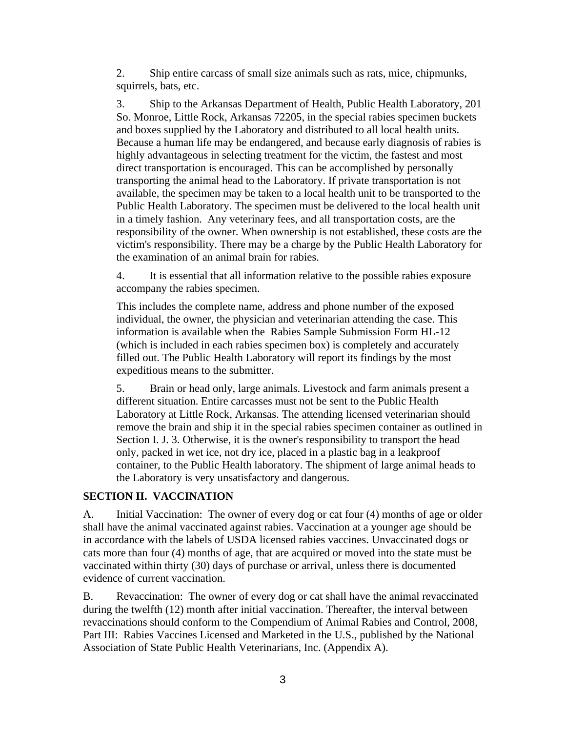2. Ship entire carcass of small size animals such as rats, mice, chipmunks, squirrels, bats, etc.

3. Ship to the Arkansas Department of Health, Public Health Laboratory, 201 So. Monroe, Little Rock, Arkansas 72205, in the special rabies specimen buckets and boxes supplied by the Laboratory and distributed to all local health units. Because a human life may be endangered, and because early diagnosis of rabies is highly advantageous in selecting treatment for the victim, the fastest and most direct transportation is encouraged. This can be accomplished by personally transporting the animal head to the Laboratory. If private transportation is not available, the specimen may be taken to a local health unit to be transported to the Public Health Laboratory. The specimen must be delivered to the local health unit in a timely fashion. Any veterinary fees, and all transportation costs, are the responsibility of the owner. When ownership is not established, these costs are the victim's responsibility. There may be a charge by the Public Health Laboratory for the examination of an animal brain for rabies.

4. It is essential that all information relative to the possible rabies exposure accompany the rabies specimen.

This includes the complete name, address and phone number of the exposed individual, the owner, the physician and veterinarian attending the case. This information is available when the Rabies Sample Submission Form HL-12 (which is included in each rabies specimen box) is completely and accurately filled out. The Public Health Laboratory will report its findings by the most expeditious means to the submitter.

5. Brain or head only, large animals. Livestock and farm animals present a different situation. Entire carcasses must not be sent to the Public Health Laboratory at Little Rock, Arkansas. The attending licensed veterinarian should remove the brain and ship it in the special rabies specimen container as outlined in Section I. J. 3. Otherwise, it is the owner's responsibility to transport the head only, packed in wet ice, not dry ice, placed in a plastic bag in a leakproof container, to the Public Health laboratory. The shipment of large animal heads to the Laboratory is very unsatisfactory and dangerous.

## SECTION II. VACCINATION

A. Initial Vaccination: The owner of every dog or cat four (4) months of age or older shall have the animal vaccinated against rabies. Vaccination at a younger age should be in accordance with the labels of USDA licensed rabies vaccines. Unvaccinated dogs or cats more than four (4) months of age, that are acquired or moved into the state must be vaccinated within thirty (30) days of purchase or arrival, unless there is documented evidence of current vaccination.

B. Revaccination: The owner of every dog or cat shall have the animal revaccinated during the twelfth (12) month after initial vaccination. Thereafter, the interval between revaccinations should conform to the Compendium of Animal Rabies and Control, 2008, Part III: Rabies Vaccines Licensed and Marketed in the U.S., published by the National Association of State Public Health Veterinarians, Inc. (Appendix A).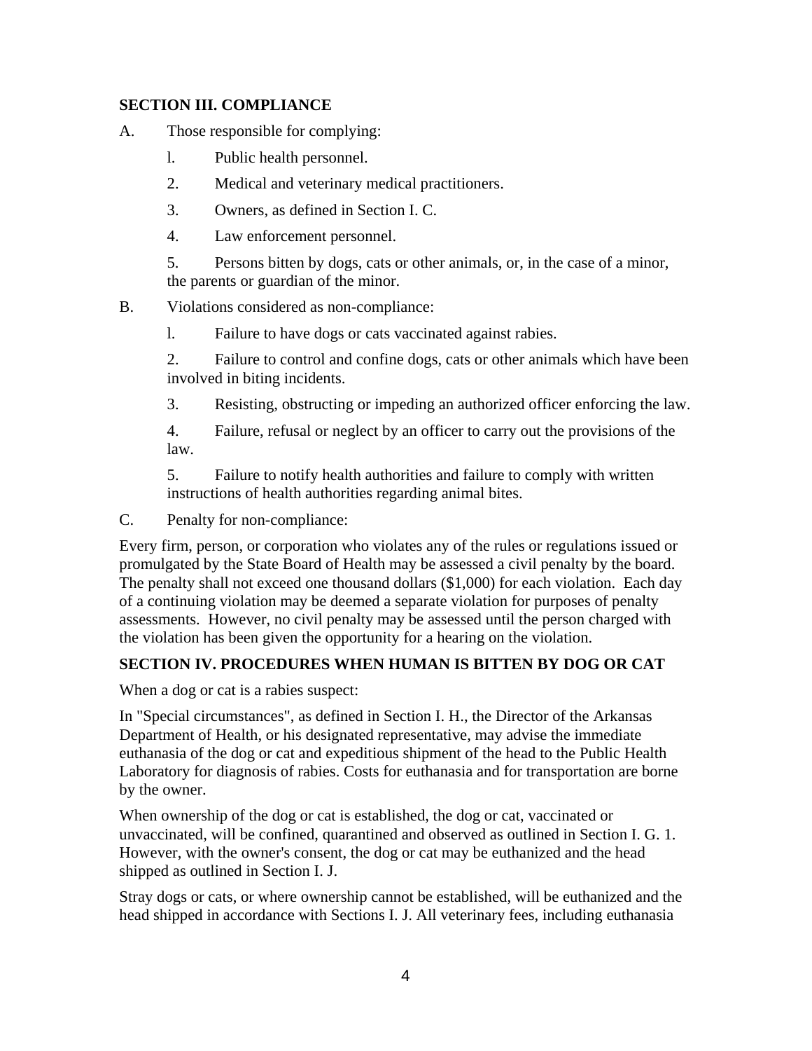**SECTION III. COMPLIANCE**

A. Those responsible for complying:

1. Public health personnel.
2. Medical and veterinary medical practitioners.
3. Owners, as defined in Section I. C.
4. Law enforcement personnel.
5. Persons bitten by dogs, cats or other animals, or, in the case of a minor, the parents or guardian of the minor.

B. Violations considered as non-compliance:

1. Failure to have dogs or cats vaccinated against rabies.
2. Failure to control and confine dogs, cats or other animals which have been involved in biting incidents.
3. Resisting, obstructing or impeding an authorized officer enforcing the law.
4. Failure, refusal or neglect by an officer to carry out the provisions of the law.
5. Failure to notify health authorities and failure to comply with written instructions of health authorities regarding animal bites.

C. Penalty for non-compliance:

Every firm, person, or corporation who violates any of the rules or regulations issued or promulgated by the State Board of Health may be assessed a civil penalty by the board. The penalty shall not exceed one thousand dollars ($1,000) for each violation. Each day of a continuing violation may be deemed a separate violation for purposes of penalty assessments. However, no civil penalty may be assessed until the person charged with the violation has been given the opportunity for a hearing on the violation.

**SECTION IV. PROCEDURES WHEN HUMAN IS BITTEN BY DOG OR CAT**

When a dog or cat is a rabies suspect:

In "Special circumstances", as defined in Section I. H., the Director of the Arkansas Department of Health, or his designated representative, may advise the immediate euthanasia of the dog or cat and expeditious shipment of the head to the Public Health Laboratory for diagnosis of rabies. Costs for euthanasia and for transportation are borne by the owner.

When ownership of the dog or cat is established, the dog or cat, vaccinated or unvaccinated, will be confined, quarantined and observed as outlined in Section I. G. 1. However, with the owner's consent, the dog or cat may be euthanized and the head shipped as outlined in Section I. J.

Stray dogs or cats, or where ownership cannot be established, will be euthanized and the head shipped in accordance with Sections I. J. All veterinary fees, including euthanasia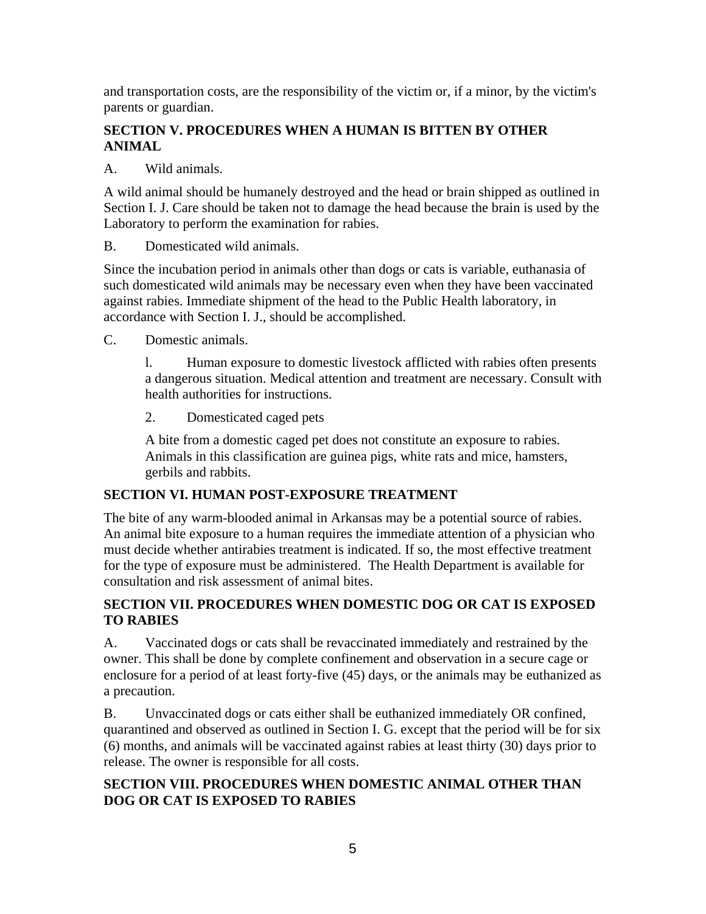and transportation costs, are the responsibility of the victim or, if a minor, by the victim's parents or guardian.

## SECTION V. PROCEDURES WHEN A HUMAN IS BITTEN BY OTHER ANIMAL

A. Wild animals.

A wild animal should be humanely destroyed and the head or brain shipped as outlined in Section I. J. Care should be taken not to damage the head because the brain is used by the Laboratory to perform the examination for rabies.

B. Domesticated wild animals.

Since the incubation period in animals other than dogs or cats is variable, euthanasia of such domesticated wild animals may be necessary even when they have been vaccinated against rabies. Immediate shipment of the head to the Public Health laboratory, in accordance with Section I. J., should be accomplished.

C. Domestic animals.

> l. Human exposure to domestic livestock afflicted with rabies often presents a dangerous situation. Medical attention and treatment are necessary. Consult with health authorities for instructions.
>
> 2. Domesticated caged pets
>
> A bite from a domestic caged pet does not constitute an exposure to rabies. Animals in this classification are guinea pigs, white rats and mice, hamsters, gerbils and rabbits.

## SECTION VI. HUMAN POST-EXPOSURE TREATMENT

The bite of any warm-blooded animal in Arkansas may be a potential source of rabies. An animal bite exposure to a human requires the immediate attention of a physician who must decide whether antirabies treatment is indicated. If so, the most effective treatment for the type of exposure must be administered. The Health Department is available for consultation and risk assessment of animal bites.

## SECTION VII. PROCEDURES WHEN DOMESTIC DOG OR CAT IS EXPOSED TO RABIES

A. Vaccinated dogs or cats shall be revaccinated immediately and restrained by the owner. This shall be done by complete confinement and observation in a secure cage or enclosure for a period of at least forty-five (45) days, or the animals may be euthanized as a precaution.

B. Unvaccinated dogs or cats either shall be euthanized immediately OR confined, quarantined and observed as outlined in Section I. G. except that the period will be for six (6) months, and animals will be vaccinated against rabies at least thirty (30) days prior to release. The owner is responsible for all costs.

## SECTION VIII. PROCEDURES WHEN DOMESTIC ANIMAL OTHER THAN DOG OR CAT IS EXPOSED TO RABIES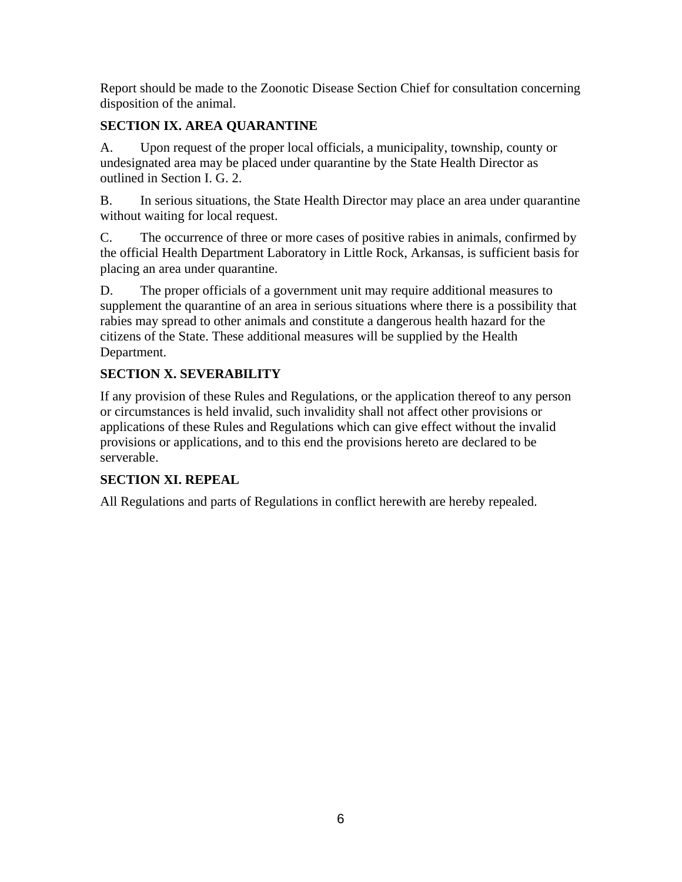Report should be made to the Zoonotic Disease Section Chief for consultation concerning disposition of the animal.

**SECTION IX. AREA QUARANTINE**

A. Upon request of the proper local officials, a municipality, township, county or undesignated area may be placed under quarantine by the State Health Director as outlined in Section I. G. 2.

B. In serious situations, the State Health Director may place an area under quarantine without waiting for local request.

C. The occurrence of three or more cases of positive rabies in animals, confirmed by the official Health Department Laboratory in Little Rock, Arkansas, is sufficient basis for placing an area under quarantine.

D. The proper officials of a government unit may require additional measures to supplement the quarantine of an area in serious situations where there is a possibility that rabies may spread to other animals and constitute a dangerous health hazard for the citizens of the State. These additional measures will be supplied by the Health Department.

**SECTION X. SEVERABILITY**

If any provision of these Rules and Regulations, or the application thereof to any person or circumstances is held invalid, such invalidity shall not affect other provisions or applications of these Rules and Regulations which can give effect without the invalid provisions or applications, and to this end the provisions hereto are declared to be serverable.

**SECTION XI. REPEAL**

All Regulations and parts of Regulations in conflict herewith are hereby repealed.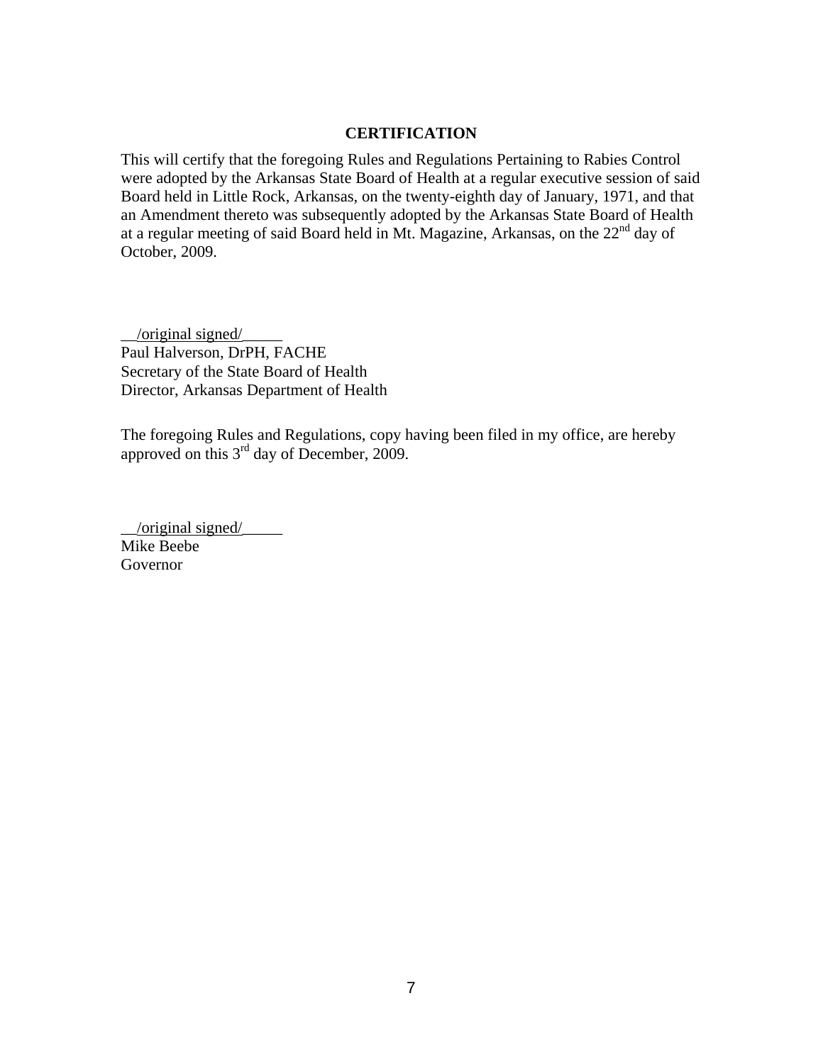## CERTIFICATION

This will certify that the foregoing Rules and Regulations Pertaining to Rabies Control were adopted by the Arkansas State Board of Health at a regular executive session of said Board held in Little Rock, Arkansas, on the twenty-eighth day of January, 1971, and that an Amendment thereto was subsequently adopted by the Arkansas State Board of Health at a regular meeting of said Board held in Mt. Magazine, Arkansas, on the 22nd day of October, 2009.

__/original signed/_____
Paul Halverson, DrPH, FACHE
Secretary of the State Board of Health
Director, Arkansas Department of Health

The foregoing Rules and Regulations, copy having been filed in my office, are hereby approved on this 3rd day of December, 2009.

__/original signed/_____
Mike Beebe
Governor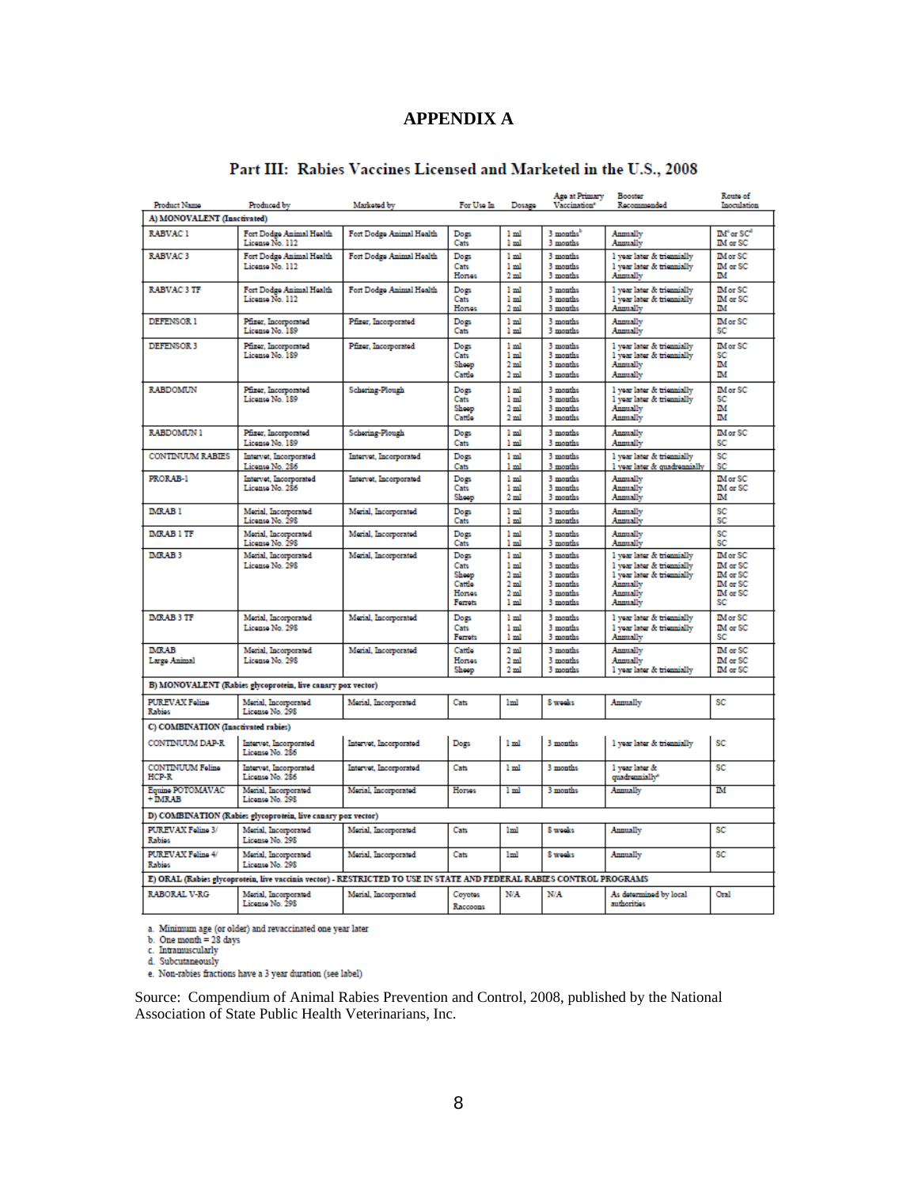# APPENDIX A

## Part III: Rabies Vaccines Licensed and Marketed in the U.S., 2008

| Product Name | Produced by | Marketed by | For Use In | Dosage | Age at Primary Vaccination[a] | Booster Recommended | Route of Inoculation |
|---|---|---|---|---|---|---|---|
| **A) MONOVALENT (Inactivated)** | | | | | | | |
| RABVAC 1 | Fort Dodge Animal Health License No. 112 | Fort Dodge Animal Health | Dogs<br>Cats | 1 ml<br>1 ml | 3 months[b]<br>3 months | Annually<br>Annually | IM[c] or SC[d]<br>IM or SC |
| RABVAC 3 | Fort Dodge Animal Health License No. 112 | Fort Dodge Animal Health | Dogs<br>Cats<br>Horses | 1 ml<br>1 ml<br>2 ml | 3 months<br>3 months<br>3 months | 1 year later & triennially<br>1 year later & triennially<br>Annually | IM or SC<br>IM or SC<br>IM |
| RABVAC 3 TF | Fort Dodge Animal Health License No. 112 | Fort Dodge Animal Health | Dogs<br>Cats<br>Horses | 1 ml<br>1 ml<br>2 ml | 3 months<br>3 months<br>3 months | 1 year later & triennially<br>1 year later & triennially<br>Annually | IM or SC<br>IM or SC<br>IM |
| DEFENSOR 1 | Pfizer, Incorporated License No. 189 | Pfizer, Incorporated | Dogs<br>Cats | 1 ml<br>1 ml | 3 months<br>3 months | Annually<br>Annually | IM or SC<br>SC |
| DEFENSOR 3 | Pfizer, Incorporated License No. 189 | Pfizer, Incorporated | Dogs<br>Cats<br>Sheep<br>Cattle | 1 ml<br>1 ml<br>2 ml<br>2 ml | 3 months<br>3 months<br>3 months<br>3 months | 1 year later & triennially<br>1 year later & triennially<br>Annually<br>Annually | IM or SC<br>SC<br>IM<br>IM |
| RABDOMUN | Pfizer, Incorporated License No. 189 | Schering-Plough | Dogs<br>Cats<br>Sheep<br>Cattle | 1 ml<br>1 ml<br>2 ml<br>2 ml | 3 months<br>3 months<br>3 months<br>3 months | 1 year later & triennially<br>1 year later & triennially<br>Annually<br>Annually | IM or SC<br>SC<br>IM<br>IM |
| RABDOMUN 1 | Pfizer, Incorporated License No. 189 | Schering-Plough | Dogs<br>Cats | 1 ml<br>1 ml | 3 months<br>3 months | Annually<br>Annually | IM or SC<br>SC |
| CONTINUUM RABIES | Intervet, Incorporated License No. 286 | Intervet, Incorporated | Dogs<br>Cats | 1 ml<br>1 ml | 3 months<br>3 months | 1 year later & triennially<br>1 year later & quadrennially | SC<br>SC |
| PRORAB-1 | Intervet, Incorporated License No. 286 | Intervet, Incorporated | Dogs<br>Cats<br>Sheep | 1 ml<br>1 ml<br>2 ml | 3 months<br>3 months<br>3 months | Annually<br>Annually<br>Annually | IM or SC<br>IM or SC<br>IM |
| IMRAB 1 | Merial, Incorporated License No. 298 | Merial, Incorporated | Dogs<br>Cats | 1 ml<br>1 ml | 3 months<br>3 months | Annually<br>Annually | SC<br>SC |
| IMRAB 1 TF | Merial, Incorporated License No. 298 | Merial, Incorporated | Dogs<br>Cats | 1 ml<br>1 ml | 3 months<br>3 months | Annually<br>Annually | SC<br>SC |
| IMRAB 3 | Merial, Incorporated License No. 298 | Merial, Incorporated | Dogs<br>Cats<br>Sheep<br>Cattle<br>Horses<br>Ferrets | 1 ml<br>1 ml<br>2 ml<br>2 ml<br>2 ml<br>1 ml | 3 months<br>3 months<br>3 months<br>3 months<br>3 months<br>3 months | 1 year later & triennially<br>1 year later & triennially<br>1 year later & triennially<br>Annually<br>Annually<br>Annually | IM or SC<br>IM or SC<br>IM or SC<br>IM or SC<br>IM or SC<br>SC |
| IMRAB 3 TF | Merial, Incorporated License No. 298 | Merial, Incorporated | Dogs<br>Cats<br>Ferrets | 1 ml<br>1 ml<br>1 ml | 3 months<br>3 months<br>3 months | 1 year later & triennially<br>1 year later & triennially<br>Annually | IM or SC<br>IM or SC<br>SC |
| IMRAB Large Animal | Merial, Incorporated License No. 298 | Merial, Incorporated | Cattle<br>Horses<br>Sheep | 2 ml<br>2 ml<br>2 ml | 3 months<br>3 months<br>3 months | Annually<br>Annually<br>1 year later & triennially | IM or SC<br>IM or SC<br>IM or SC |
| **B) MONOVALENT (Rabies glycoprotein, live canary pox vector)** | | | | | | | |
| PUREVAX Feline Rabies | Merial, Incorporated License No. 298 | Merial, Incorporated | Cats | 1ml | 8 weeks | Annually | SC |
| **C) COMBINATION (Inactivated rabies)** | | | | | | | |
| CONTINUUM DAP-R | Intervet, Incorporated License No. 286 | Intervet, Incorporated | Dogs | 1 ml | 3 months | 1 year later & triennially | SC |
| CONTINUUM Feline HCP-R | Intervet, Incorporated License No. 286 | Intervet, Incorporated | Cats | 1 ml | 3 months | 1 year later & quadrennially[e] | SC |
| Equine POTOMAVAC + IMRAB | Merial, Incorporated License No. 298 | Merial, Incorporated | Horses | 1 ml | 3 months | Annually | IM |
| **D) COMBINATION (Rabies glycoprotein, live canary pox vector)** | | | | | | | |
| PUREVAX Feline 3/ Rabies | Merial, Incorporated License No. 298 | Merial, Incorporated | Cats | 1ml | 8 weeks | Annually | SC |
| PUREVAX Feline 4/ Rabies | Merial, Incorporated License No. 298 | Merial, Incorporated | Cats | 1ml | 8 weeks | Annually | SC |
| **E) ORAL (Rabies glycoprotein, live vaccinia vector) - RESTRICTED TO USE IN STATE AND FEDERAL RABIES CONTROL PROGRAMS** | | | | | | | |
| RABORAL V-RG | Merial, Incorporated License No. 298 | Merial, Incorporated | Coyotes<br>Raccoons | N/A | N/A | As determined by local authorities | Oral |

a. Minimum age (or older) and revaccinated one year later
b. One month = 28 days
c. Intramuscularly
d. Subcutaneously
e. Non-rabies fractions have a 3 year duration (see label)

Source: Compendium of Animal Rabies Prevention and Control, 2008, published by the National Association of State Public Health Veterinarians, Inc.